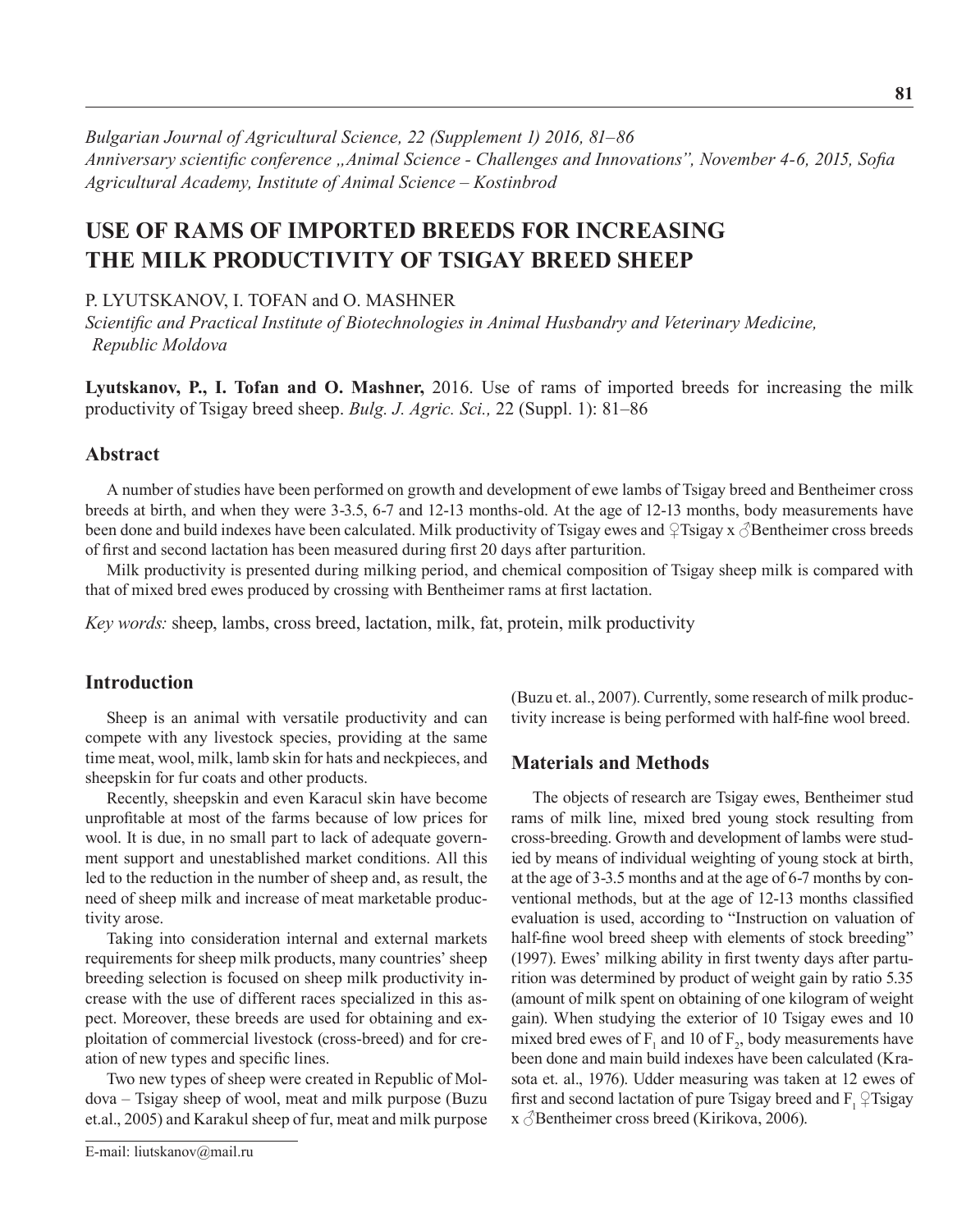*Bulgarian Journal of Agricultural Science, 22 (Supplement 1) 2016, 81–86*
*Anniversary scientific conference „Animal Science - Challenges and Innovations", November 4-6, 2015, Sofia*
*Agricultural Academy, Institute of Animal Science – Kostinbrod*

# USE OF RAMS OF IMPORTED BREEDS FOR INCREASING THE MILK PRODUCTIVITY OF TSIGAY BREED SHEEP

P. LYUTSKANOV, I. TOFAN and O. MASHNER

*Scientific and Practical Institute of Biotechnologies in Animal Husbandry and Veterinary Medicine, Republic Moldova*

**Lyutskanov, P., I. Tofan and O. Mashner,** 2016. Use of rams of imported breeds for increasing the milk productivity of Tsigay breed sheep. *Bulg. J. Agric. Sci.,* 22 (Suppl. 1): 81–86

## Abstract

A number of studies have been performed on growth and development of ewe lambs of Tsigay breed and Bentheimer cross breeds at birth, and when they were 3-3.5, 6-7 and 12-13 months-old. At the age of 12-13 months, body measurements have been done and build indexes have been calculated. Milk productivity of Tsigay ewes and ♀Tsigay x ♂Bentheimer cross breeds of first and second lactation has been measured during first 20 days after parturition.

Milk productivity is presented during milking period, and chemical composition of Tsigay sheep milk is compared with that of mixed bred ewes produced by crossing with Bentheimer rams at first lactation.

*Key words:* sheep, lambs, cross breed, lactation, milk, fat, protein, milk productivity

## Introduction

Sheep is an animal with versatile productivity and can compete with any livestock species, providing at the same time meat, wool, milk, lamb skin for hats and neckpieces, and sheepskin for fur coats and other products.

Recently, sheepskin and even Karacul skin have become unprofitable at most of the farms because of low prices for wool. It is due, in no small part to lack of adequate government support and unestablished market conditions. All this led to the reduction in the number of sheep and, as result, the need of sheep milk and increase of meat marketable productivity arose.

Taking into consideration internal and external markets requirements for sheep milk products, many countries' sheep breeding selection is focused on sheep milk productivity increase with the use of different races specialized in this aspect. Moreover, these breeds are used for obtaining and exploitation of commercial livestock (cross-breed) and for creation of new types and specific lines.

Two new types of sheep were created in Republic of Moldova – Tsigay sheep of wool, meat and milk purpose (Buzu et.al., 2005) and Karakul sheep of fur, meat and milk purpose (Buzu et. al., 2007). Currently, some research of milk productivity increase is being performed with half-fine wool breed.

## Materials and Methods

The objects of research are Tsigay ewes, Bentheimer stud rams of milk line, mixed bred young stock resulting from cross-breeding. Growth and development of lambs were studied by means of individual weighting of young stock at birth, at the age of 3-3.5 months and at the age of 6-7 months by conventional methods, but at the age of 12-13 months classified evaluation is used, according to "Instruction on valuation of half-fine wool breed sheep with elements of stock breeding" (1997). Ewes' milking ability in first twenty days after parturition was determined by product of weight gain by ratio 5.35 (amount of milk spent on obtaining of one kilogram of weight gain). When studying the exterior of 10 Tsigay ewes and 10 mixed bred ewes of $F_1$ and 10 of $F_2$, body measurements have been done and main build indexes have been calculated (Krasota et. al., 1976). Udder measuring was taken at 12 ewes of first and second lactation of pure Tsigay breed and $F_1$ ♀Tsigay x ♂Bentheimer cross breed (Kirikova, 2006).

E-mail: liutskanov@mail.ru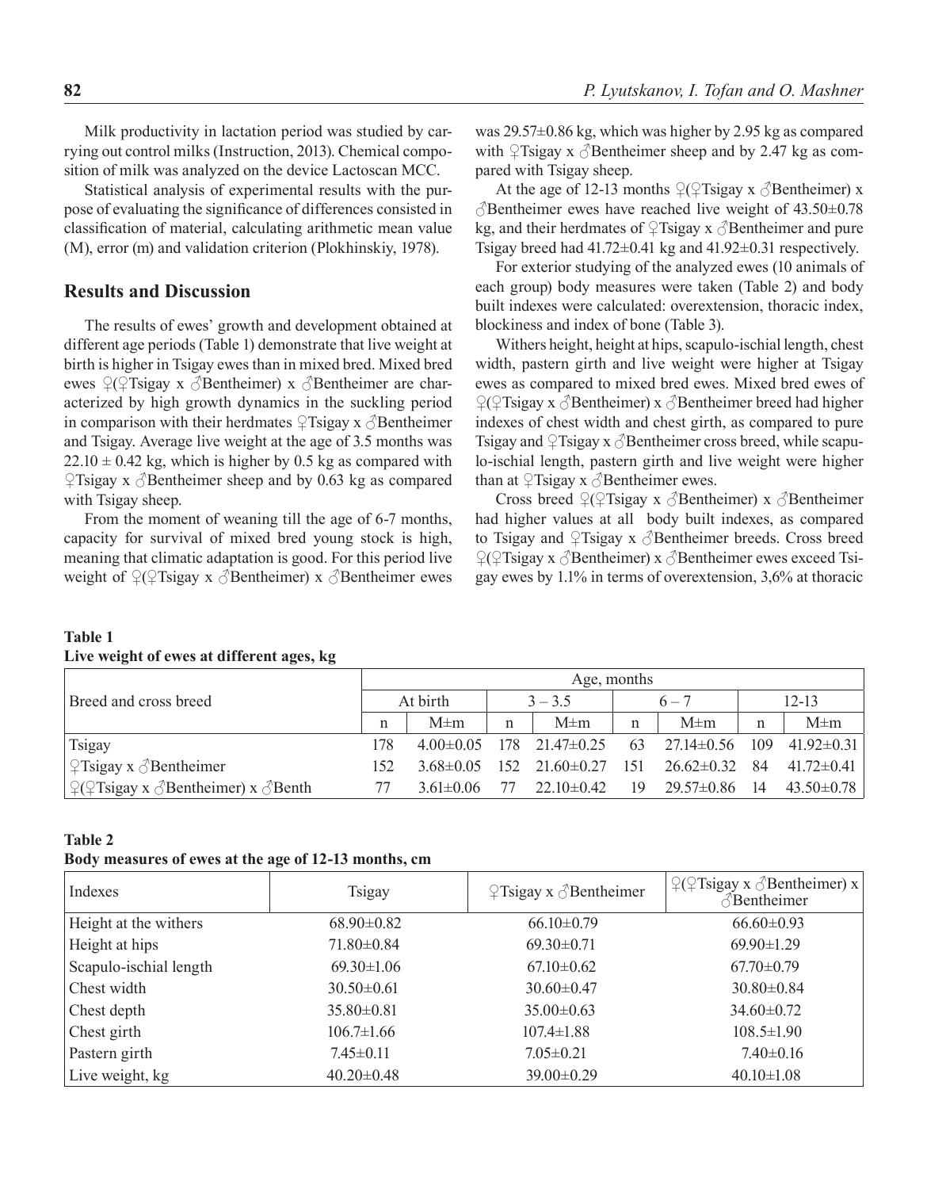Milk productivity in lactation period was studied by carrying out control milks (Instruction, 2013). Chemical composition of milk was analyzed on the device Lactoscan MCC.

Statistical analysis of experimental results with the purpose of evaluating the significance of differences consisted in classification of material, calculating arithmetic mean value (M), error (m) and validation criterion (Plokhinskiy, 1978).

## Results and Discussion

The results of ewes' growth and development obtained at different age periods (Table 1) demonstrate that live weight at birth is higher in Tsigay ewes than in mixed bred. Mixed bred ewes ♀(♀Tsigay x ♂Bentheimer) x ♂Bentheimer are characterized by high growth dynamics in the suckling period in comparison with their herdmates ♀Tsigay x ♂Bentheimer and Tsigay. Average live weight at the age of 3.5 months was 22.10 ± 0.42 kg, which is higher by 0.5 kg as compared with ♀Tsigay x ♂Bentheimer sheep and by 0.63 kg as compared with Tsigay sheep.

From the moment of weaning till the age of 6-7 months, capacity for survival of mixed bred young stock is high, meaning that climatic adaptation is good. For this period live weight of ♀(♀Tsigay x ♂Bentheimer) x ♂Bentheimer ewes was 29.57±0.86 kg, which was higher by 2.95 kg as compared with ♀Tsigay x ♂Bentheimer sheep and by 2.47 kg as compared with Tsigay sheep.

At the age of 12-13 months ♀(♀Tsigay x ♂Bentheimer) x ♂Bentheimer ewes have reached live weight of 43.50±0.78 kg, and their herdmates of ♀Tsigay x ♂Bentheimer and pure Tsigay breed had 41.72±0.41 kg and 41.92±0.31 respectively.

For exterior studying of the analyzed ewes (10 animals of each group) body measures were taken (Table 2) and body built indexes were calculated: overextension, thoracic index, blockiness and index of bone (Table 3).

Withers height, height at hips, scapulo-ischial length, chest width, pastern girth and live weight were higher at Tsigay ewes as compared to mixed bred ewes. Mixed bred ewes of ♀(♀Tsigay x ♂Bentheimer) x ♂Bentheimer breed had higher indexes of chest width and chest girth, as compared to pure Tsigay and ♀Tsigay x ♂Bentheimer cross breed, while scapulo-ischial length, pastern girth and live weight were higher than at ♀Tsigay x ♂Bentheimer ewes.

Cross breed ♀(♀Tsigay x ♂Bentheimer) x ♂Bentheimer had higher values at all body built indexes, as compared to Tsigay and ♀Tsigay x ♂Bentheimer breeds. Cross breed ♀(♀Tsigay x ♂Bentheimer) x ♂Bentheimer ewes exceed Tsigay ewes by 1.1% in terms of overextension, 3,6% at thoracic

**Table 1**
**Live weight of ewes at different ages, kg**

| Breed and cross breed | Age, months | | | | | | | |
|---|---|---|---|---|---|---|---|---|
| | At birth | | 3 – 3.5 | | 6 – 7 | | 12-13 | |
| | n | M±m | n | M±m | n | M±m | n | M±m |
| Tsigay | 178 | 4.00±0.05 | 178 | 21.47±0.25 | 63 | 27.14±0.56 | 109 | 41.92±0.31 |
| ♀Tsigay x ♂Bentheimer | 152 | 3.68±0.05 | 152 | 21.60±0.27 | 151 | 26.62±0.32 | 84 | 41.72±0.41 |
| ♀(♀Tsigay x ♂Bentheimer) x ♂Benth | 77 | 3.61±0.06 | 77 | 22.10±0.42 | 19 | 29.57±0.86 | 14 | 43.50±0.78 |

**Table 2**
**Body measures of ewes at the age of 12-13 months, cm**

| Indexes | Tsigay | ♀Tsigay x ♂Bentheimer | ♀(♀Tsigay x ♂Bentheimer) x ♂Bentheimer |
|---|---|---|---|
| Height at the withers | 68.90±0.82 | 66.10±0.79 | 66.60±0.93 |
| Height at hips | 71.80±0.84 | 69.30±0.71 | 69.90±1.29 |
| Scapulo-ischial length | 69.30±1.06 | 67.10±0.62 | 67.70±0.79 |
| Chest width | 30.50±0.61 | 30.60±0.47 | 30.80±0.84 |
| Chest depth | 35.80±0.81 | 35.00±0.63 | 34.60±0.72 |
| Chest girth | 106.7±1.66 | 107.4±1.88 | 108.5±1.90 |
| Pastern girth | 7.45±0.11 | 7.05±0.21 | 7.40±0.16 |
| Live weight, kg | 40.20±0.48 | 39.00±0.29 | 40.10±1.08 |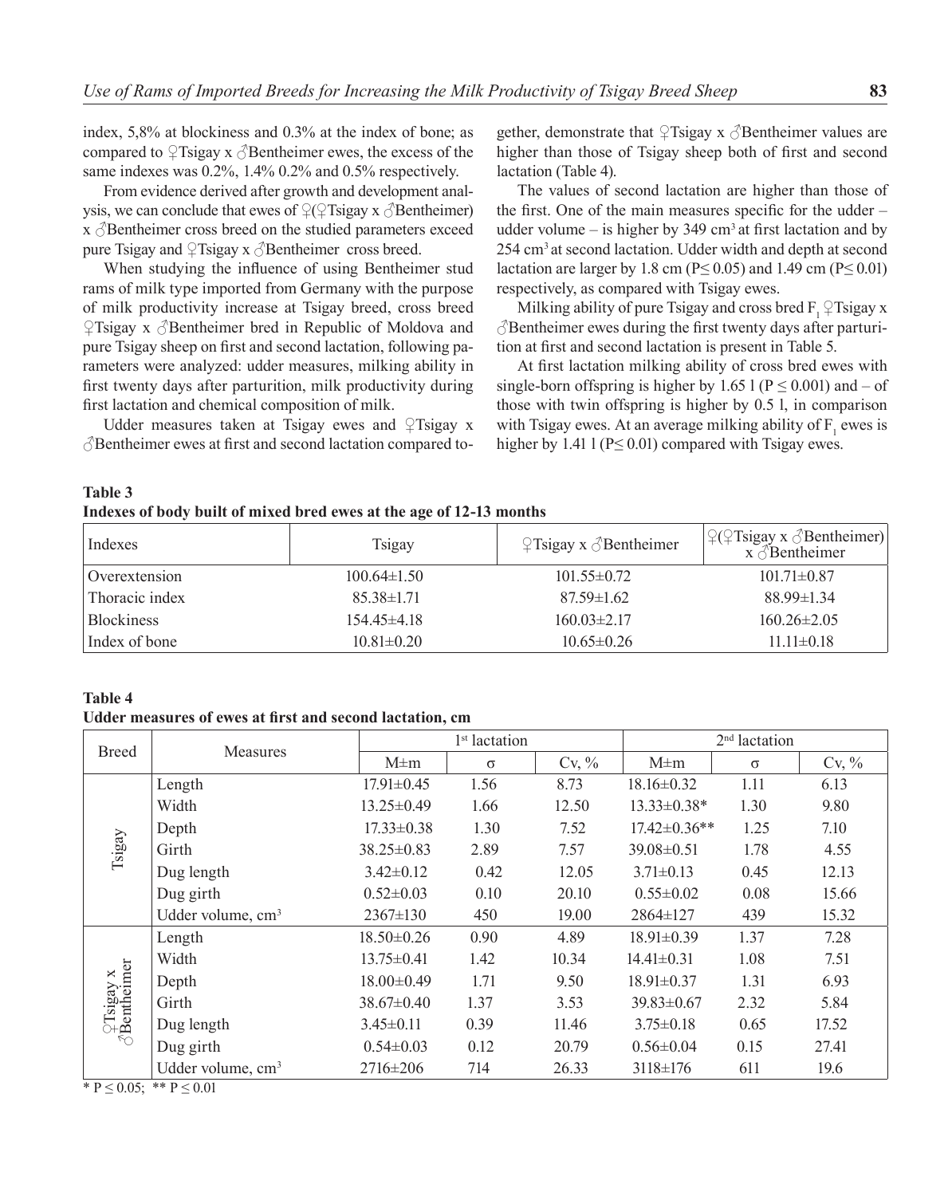index, 5,8% at blockiness and 0.3% at the index of bone; as compared to ♀Tsigay x ♂Bentheimer ewes, the excess of the same indexes was 0.2%, 1.4% 0.2% and 0.5% respectively.

From evidence derived after growth and development analysis, we can conclude that ewes of ♀(♀Tsigay x ♂Bentheimer) x ♂Bentheimer cross breed on the studied parameters exceed pure Tsigay and ♀Tsigay x ♂Bentheimer cross breed.

When studying the influence of using Bentheimer stud rams of milk type imported from Germany with the purpose of milk productivity increase at Tsigay breed, cross breed ♀Tsigay x ♂Bentheimer bred in Republic of Moldova and pure Tsigay sheep on first and second lactation, following parameters were analyzed: udder measures, milking ability in first twenty days after parturition, milk productivity during first lactation and chemical composition of milk.

Udder measures taken at Tsigay ewes and ♀Tsigay x ♂Bentheimer ewes at first and second lactation compared together, demonstrate that ♀Tsigay x ♂Bentheimer values are higher than those of Tsigay sheep both of first and second lactation (Table 4).

The values of second lactation are higher than those of the first. One of the main measures specific for the udder – udder volume – is higher by 349 cm³ at first lactation and by 254 cm³ at second lactation. Udder width and depth at second lactation are larger by 1.8 cm (P≤ 0.05) and 1.49 cm (P≤ 0.01) respectively, as compared with Tsigay ewes.

Milking ability of pure Tsigay and cross bred $F_1$ ♀Tsigay x ♂Bentheimer ewes during the first twenty days after parturition at first and second lactation is present in Table 5.

At first lactation milking ability of cross bred ewes with single-born offspring is higher by 1.65 l (P ≤ 0.001) and – of those with twin offspring is higher by 0.5 l, in comparison with Tsigay ewes. At an average milking ability of $F_1$ ewes is higher by 1.41 l (P≤ 0.01) compared with Tsigay ewes.

**Table 3**
**Indexes of body built of mixed bred ewes at the age of 12-13 months**

| Indexes | Tsigay | ♀Tsigay x ♂Bentheimer | ♀(♀Tsigay x ♂Bentheimer) x ♂Bentheimer |
|---|---|---|---|
| Overextension | 100.64±1.50 | 101.55±0.72 | 101.71±0.87 |
| Thoracic index | 85.38±1.71 | 87.59±1.62 | 88.99±1.34 |
| Blockiness | 154.45±4.18 | 160.03±2.17 | 160.26±2.05 |
| Index of bone | 10.81±0.20 | 10.65±0.26 | 11.11±0.18 |

**Table 4**
**Udder measures of ewes at first and second lactation, cm**

| Breed | Measures | 1st lactation | | | 2nd lactation | | |
|---|---|---|---|---|---|---|---|
| | | M±m | σ | Cv, % | M±m | σ | Cv, % |
| Tsigay | Length | 17.91±0.45 | 1.56 | 8.73 | 18.16±0.32 | 1.11 | 6.13 |
| | Width | 13.25±0.49 | 1.66 | 12.50 | 13.33±0.38* | 1.30 | 9.80 |
| | Depth | 17.33±0.38 | 1.30 | 7.52 | 17.42±0.36** | 1.25 | 7.10 |
| | Girth | 38.25±0.83 | 2.89 | 7.57 | 39.08±0.51 | 1.78 | 4.55 |
| | Dug length | 3.42±0.12 | 0.42 | 12.05 | 3.71±0.13 | 0.45 | 12.13 |
| | Dug girth | 0.52±0.03 | 0.10 | 20.10 | 0.55±0.02 | 0.08 | 15.66 |
| | Udder volume, cm³ | 2367±130 | 450 | 19.00 | 2864±127 | 439 | 15.32 |
| ♀Tsigay x ♂Bentheimer | Length | 18.50±0.26 | 0.90 | 4.89 | 18.91±0.39 | 1.37 | 7.28 |
| | Width | 13.75±0.41 | 1.42 | 10.34 | 14.41±0.31 | 1.08 | 7.51 |
| | Depth | 18.00±0.49 | 1.71 | 9.50 | 18.91±0.37 | 1.31 | 6.93 |
| | Girth | 38.67±0.40 | 1.37 | 3.53 | 39.83±0.67 | 2.32 | 5.84 |
| | Dug length | 3.45±0.11 | 0.39 | 11.46 | 3.75±0.18 | 0.65 | 17.52 |
| | Dug girth | 0.54±0.03 | 0.12 | 20.79 | 0.56±0.04 | 0.15 | 27.41 |
| | Udder volume, cm³ | 2716±206 | 714 | 26.33 | 3118±176 | 611 | 19.6 |

* P ≤ 0.05; ** P ≤ 0.01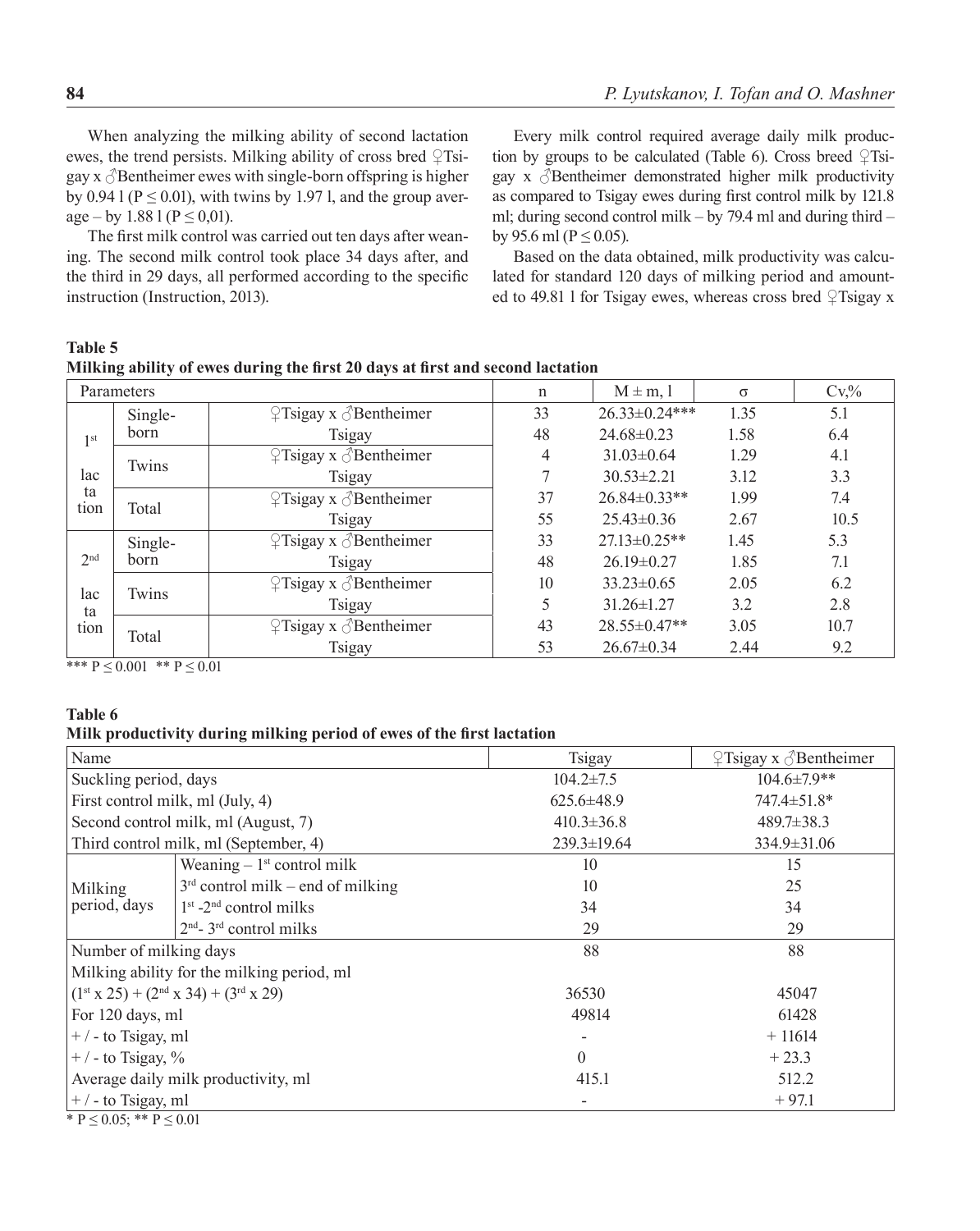When analyzing the milking ability of second lactation ewes, the trend persists. Milking ability of cross bred ♀Tsigay x ♂Bentheimer ewes with single-born offspring is higher by 0.94 l ($P \leq 0.01$), with twins by 1.97 l, and the group average – by 1.88 l ($P \leq 0,01$).

The first milk control was carried out ten days after weaning. The second milk control took place 34 days after, and the third in 29 days, all performed according to the specific instruction (Instruction, 2013).

Every milk control required average daily milk production by groups to be calculated (Table 6). Cross breed ♀Tsigay x ♂Bentheimer demonstrated higher milk productivity as compared to Tsigay ewes during first control milk by 121.8 ml; during second control milk – by 79.4 ml and during third – by 95.6 ml ($P \leq 0.05$).

Based on the data obtained, milk productivity was calculated for standard 120 days of milking period and amounted to 49.81 l for Tsigay ewes, whereas cross bred ♀Tsigay x

**Table 5**
**Milking ability of ewes during the first 20 days at first and second lactation**

| Parameters | | | n | M ± m, l | σ | Cv,% |
|---|---|---|---|---|---|---|
| 1[st] lactation | Single-born | ♀Tsigay x ♂Bentheimer | 33 | 26.33±0.24*** | 1.35 | 5.1 |
| | | Tsigay | 48 | 24.68±0.23 | 1.58 | 6.4 |
| | Twins | ♀Tsigay x ♂Bentheimer | 4 | 31.03±0.64 | 1.29 | 4.1 |
| | | Tsigay | 7 | 30.53±2.21 | 3.12 | 3.3 |
| | Total | ♀Tsigay x ♂Bentheimer | 37 | 26.84±0.33** | 1.99 | 7.4 |
| | | Tsigay | 55 | 25.43±0.36 | 2.67 | 10.5 |
| 2[nd] lactation | Single-born | ♀Tsigay x ♂Bentheimer | 33 | 27.13±0.25** | 1.45 | 5.3 |
| | | Tsigay | 48 | 26.19±0.27 | 1.85 | 7.1 |
| | Twins | ♀Tsigay x ♂Bentheimer | 10 | 33.23±0.65 | 2.05 | 6.2 |
| | | Tsigay | 5 | 31.26±1.27 | 3.2 | 2.8 |
| | Total | ♀Tsigay x ♂Bentheimer | 43 | 28.55±0.47** | 3.05 | 10.7 |
| | | Tsigay | 53 | 26.67±0.34 | 2.44 | 9.2 |

*** $P \leq 0.001$ ** $P \leq 0.01$

**Table 6**
**Milk productivity during milking period of ewes of the first lactation**

| Name | | Tsigay | ♀Tsigay x ♂Bentheimer |
|---|---|---|---|
| Suckling period, days | | 104.2±7.5 | 104.6±7.9** |
| First control milk, ml (July, 4) | | 625.6±48.9 | 747.4±51.8* |
| Second control milk, ml (August, 7) | | 410.3±36.8 | 489.7±38.3 |
| Third control milk, ml (September, 4) | | 239.3±19.64 | 334.9±31.06 |
| Milking period, days | Weaning – 1[st] control milk | 10 | 15 |
| | 3[rd] control milk – end of milking | 10 | 25 |
| | 1[st] -2[nd] control milks | 34 | 34 |
| | 2[nd]- 3[rd] control milks | 29 | 29 |
| Number of milking days | | 88 | 88 |
| Milking ability for the milking period, ml | | | |
| (1[st] x 25) + (2[nd] x 34) + (3[rd] x 29) | | 36530 | 45047 |
| For 120 days, ml | | 49814 | 61428 |
| + / - to Tsigay, ml | | - | + 11614 |
| + / - to Tsigay, % | | 0 | + 23.3 |
| Average daily milk productivity, ml | | 415.1 | 512.2 |
| + / - to Tsigay, ml | | - | + 97.1 |

* $P \leq 0.05$; ** $P \leq 0.01$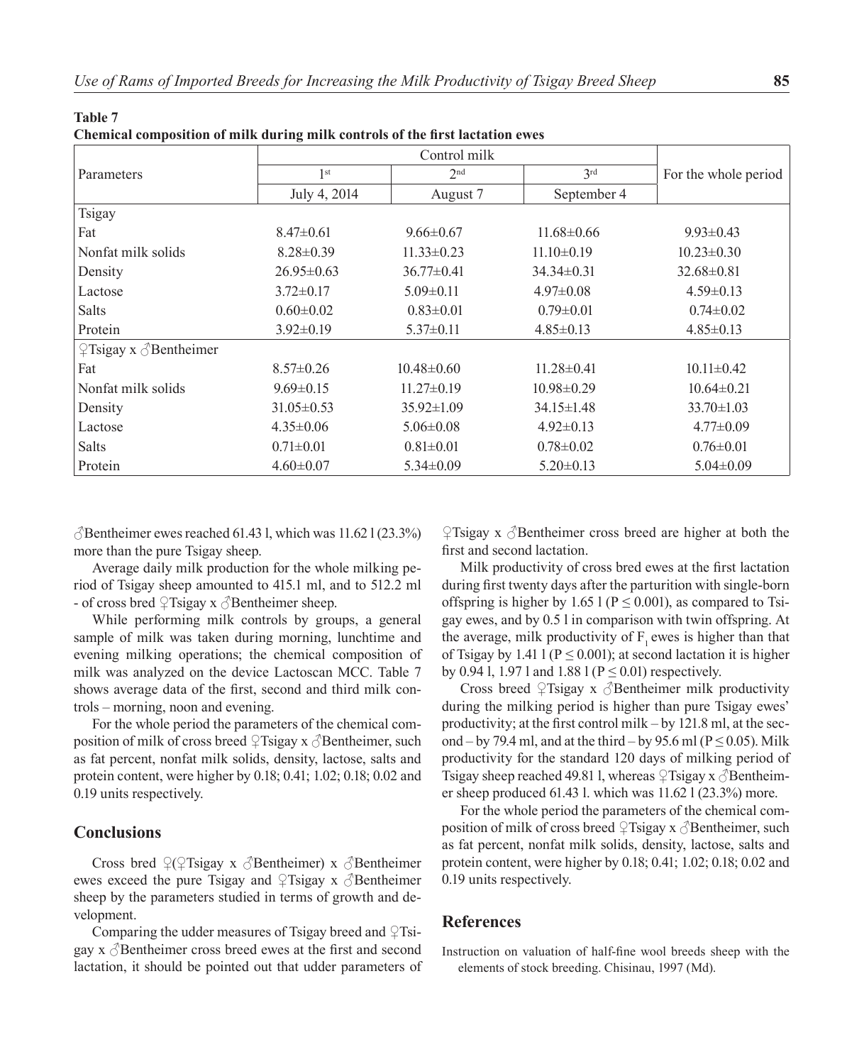**Table 7**
**Chemical composition of milk during milk controls of the first lactation ewes**

| Parameters | Control milk | | | For the whole period |
|---|---|---|---|---|
| | 1st | 2nd | 3rd | |
| | July 4, 2014 | August 7 | September 4 | |
| Tsigay | | | | |
| Fat | 8.47±0.61 | 9.66±0.67 | 11.68±0.66 | 9.93±0.43 |
| Nonfat milk solids | 8.28±0.39 | 11.33±0.23 | 11.10±0.19 | 10.23±0.30 |
| Density | 26.95±0.63 | 36.77±0.41 | 34.34±0.31 | 32.68±0.81 |
| Lactose | 3.72±0.17 | 5.09±0.11 | 4.97±0.08 | 4.59±0.13 |
| Salts | 0.60±0.02 | 0.83±0.01 | 0.79±0.01 | 0.74±0.02 |
| Protein | 3.92±0.19 | 5.37±0.11 | 4.85±0.13 | 4.85±0.13 |
| ♀Tsigay x ♂Bentheimer | | | | |
| Fat | 8.57±0.26 | 10.48±0.60 | 11.28±0.41 | 10.11±0.42 |
| Nonfat milk solids | 9.69±0.15 | 11.27±0.19 | 10.98±0.29 | 10.64±0.21 |
| Density | 31.05±0.53 | 35.92±1.09 | 34.15±1.48 | 33.70±1.03 |
| Lactose | 4.35±0.06 | 5.06±0.08 | 4.92±0.13 | 4.77±0.09 |
| Salts | 0.71±0.01 | 0.81±0.01 | 0.78±0.02 | 0.76±0.01 |
| Protein | 4.60±0.07 | 5.34±0.09 | 5.20±0.13 | 5.04±0.09 |

♂Bentheimer ewes reached 61.43 l, which was 11.62 l (23.3%) more than the pure Tsigay sheep.

Average daily milk production for the whole milking period of Tsigay sheep amounted to 415.1 ml, and to 512.2 ml - of cross bred ♀Tsigay x ♂Bentheimer sheep.

While performing milk controls by groups, a general sample of milk was taken during morning, lunchtime and evening milking operations; the chemical composition of milk was analyzed on the device Lactoscan MCC. Table 7 shows average data of the first, second and third milk controls – morning, noon and evening.

For the whole period the parameters of the chemical composition of milk of cross breed ♀Tsigay x ♂Bentheimer, such as fat percent, nonfat milk solids, density, lactose, salts and protein content, were higher by 0.18; 0.41; 1.02; 0.18; 0.02 and 0.19 units respectively.

## Conclusions

Cross bred ♀(♀Tsigay x ♂Bentheimer) x ♂Bentheimer ewes exceed the pure Tsigay and ♀Tsigay x ♂Bentheimer sheep by the parameters studied in terms of growth and development.

Comparing the udder measures of Tsigay breed and ♀Tsigay x ♂Bentheimer cross breed ewes at the first and second lactation, it should be pointed out that udder parameters of ♀Tsigay x ♂Bentheimer cross breed are higher at both the first and second lactation.

Milk productivity of cross bred ewes at the first lactation during first twenty days after the parturition with single-born offspring is higher by 1.65 l ($P \leq 0.001$), as compared to Tsigay ewes, and by 0.5 l in comparison with twin offspring. At the average, milk productivity of $F_1$ ewes is higher than that of Tsigay by 1.41 l ($P \leq 0.001$); at second lactation it is higher by 0.94 l, 1.97 l and 1.88 l ($P \leq 0.01$) respectively.

Cross breed ♀Tsigay x ♂Bentheimer milk productivity during the milking period is higher than pure Tsigay ewes' productivity; at the first control milk – by 121.8 ml, at the second – by 79.4 ml, and at the third – by 95.6 ml ($P \leq 0.05$). Milk productivity for the standard 120 days of milking period of Tsigay sheep reached 49.81 l, whereas ♀Tsigay x ♂Bentheimer sheep produced 61.43 l. which was 11.62 l (23.3%) more.

For the whole period the parameters of the chemical composition of milk of cross breed ♀Tsigay x ♂Bentheimer, such as fat percent, nonfat milk solids, density, lactose, salts and protein content, were higher by 0.18; 0.41; 1.02; 0.18; 0.02 and 0.19 units respectively.

## References

Instruction on valuation of half-fine wool breeds sheep with the elements of stock breeding. Chisinau, 1997 (Md).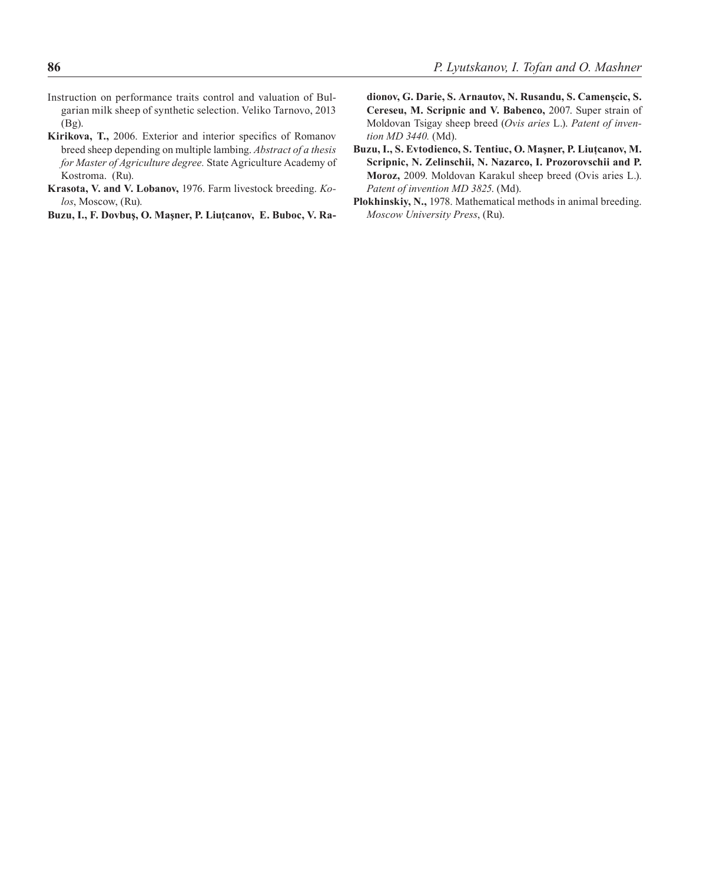Instruction on performance traits control and valuation of Bulgarian milk sheep of synthetic selection. Veliko Tarnovo, 2013 (Bg).

**Kirikova, T.,** 2006. Exterior and interior specifics of Romanov breed sheep depending on multiple lambing. *Abstract of a thesis for Master of Agriculture degree.* State Agriculture Academy of Kostroma. (Ru).

**Krasota, V. and V. Lobanov,** 1976. Farm livestock breeding. *Kolos*, Moscow, (Ru).

**Buzu, I., F. Dovbuş, O. Maşner, P. Liuţcanov, E. Buboc, V. Radionov, G. Darie, S. Arnautov, N. Rusandu, S. Camenşcic, S. Cereseu, M. Scripnic and V. Babenco,** 2007. Super strain of Moldovan Tsigay sheep breed (*Ovis aries* L.). *Patent of invention MD 3440.* (Md).

**Buzu, I., S. Evtodienco, S. Tentiuc, O. Maşner, P. Liuţcanov, M. Scripnic, N. Zelinschii, N. Nazarco, I. Prozorovschii and P. Moroz,** 2009. Moldovan Karakul sheep breed (Ovis aries L.). *Patent of invention MD 3825*. (Md).

**Plokhinskiy, N.,** 1978. Mathematical methods in animal breeding. *Moscow University Press*, (Ru).